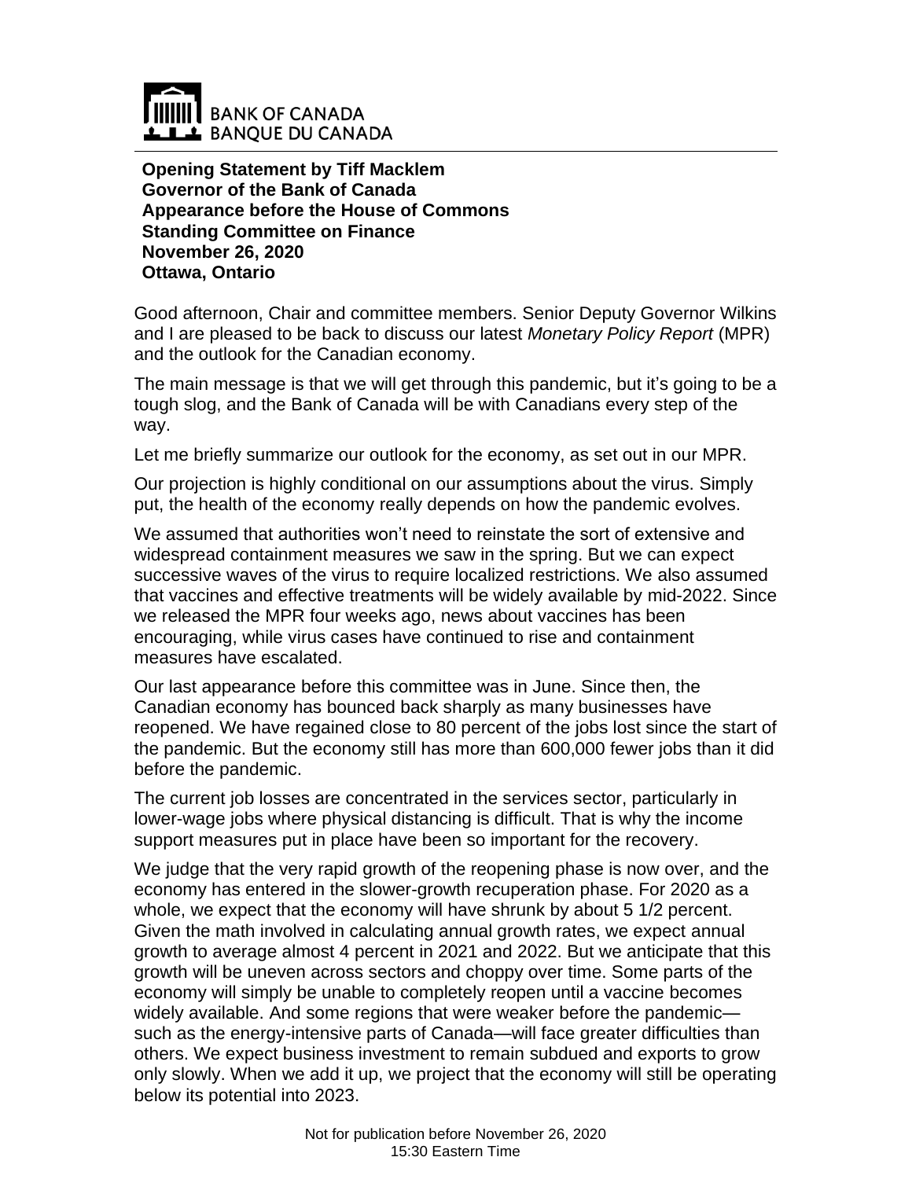**Opening Statement by Tiff Macklem**
**Governor of the Bank of Canada**
**Appearance before the House of Commons**
**Standing Committee on Finance**
**November 26, 2020**
**Ottawa, Ontario**

Good afternoon, Chair and committee members. Senior Deputy Governor Wilkins and I are pleased to be back to discuss our latest *Monetary Policy Report* (MPR) and the outlook for the Canadian economy.

The main message is that we will get through this pandemic, but it's going to be a tough slog, and the Bank of Canada will be with Canadians every step of the way.

Let me briefly summarize our outlook for the economy, as set out in our MPR.

Our projection is highly conditional on our assumptions about the virus. Simply put, the health of the economy really depends on how the pandemic evolves.

We assumed that authorities won't need to reinstate the sort of extensive and widespread containment measures we saw in the spring. But we can expect successive waves of the virus to require localized restrictions. We also assumed that vaccines and effective treatments will be widely available by mid-2022. Since we released the MPR four weeks ago, news about vaccines has been encouraging, while virus cases have continued to rise and containment measures have escalated.

Our last appearance before this committee was in June. Since then, the Canadian economy has bounced back sharply as many businesses have reopened. We have regained close to 80 percent of the jobs lost since the start of the pandemic. But the economy still has more than 600,000 fewer jobs than it did before the pandemic.

The current job losses are concentrated in the services sector, particularly in lower-wage jobs where physical distancing is difficult. That is why the income support measures put in place have been so important for the recovery.

We judge that the very rapid growth of the reopening phase is now over, and the economy has entered in the slower-growth recuperation phase. For 2020 as a whole, we expect that the economy will have shrunk by about 5 1/2 percent. Given the math involved in calculating annual growth rates, we expect annual growth to average almost 4 percent in 2021 and 2022. But we anticipate that this growth will be uneven across sectors and choppy over time. Some parts of the economy will simply be unable to completely reopen until a vaccine becomes widely available. And some regions that were weaker before the pandemic—such as the energy-intensive parts of Canada—will face greater difficulties than others. We expect business investment to remain subdued and exports to grow only slowly. When we add it up, we project that the economy will still be operating below its potential into 2023.

Not for publication before November 26, 2020
15:30 Eastern Time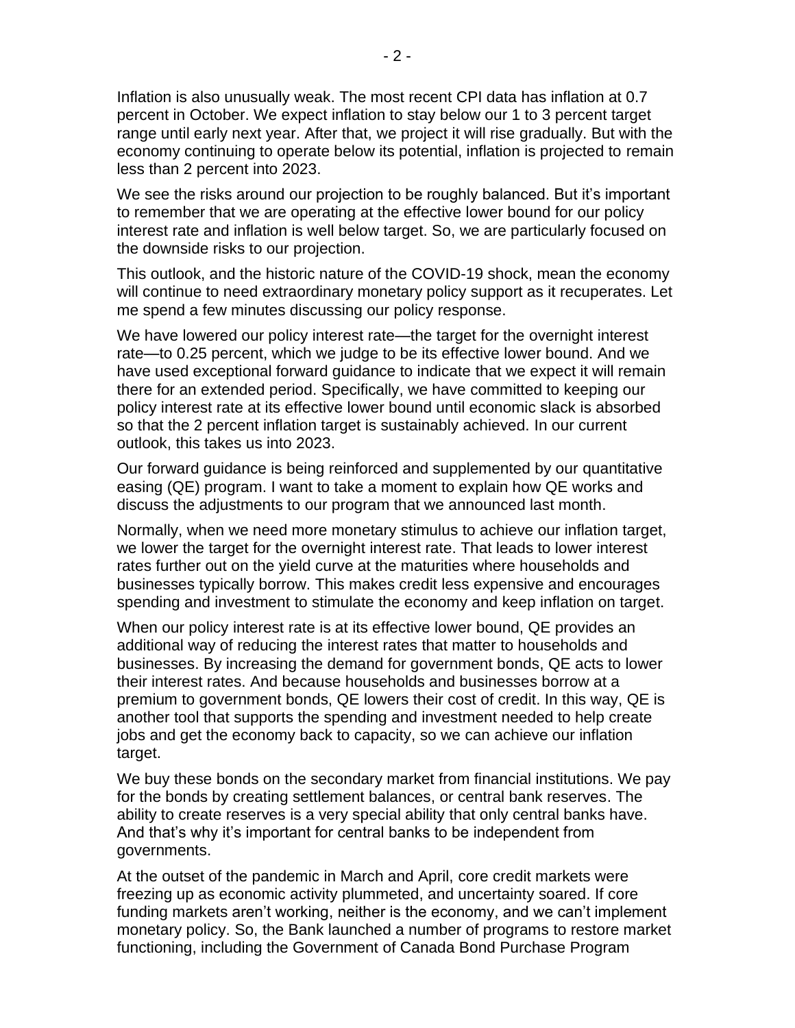Inflation is also unusually weak. The most recent CPI data has inflation at 0.7 percent in October. We expect inflation to stay below our 1 to 3 percent target range until early next year. After that, we project it will rise gradually. But with the economy continuing to operate below its potential, inflation is projected to remain less than 2 percent into 2023.

We see the risks around our projection to be roughly balanced. But it's important to remember that we are operating at the effective lower bound for our policy interest rate and inflation is well below target. So, we are particularly focused on the downside risks to our projection.

This outlook, and the historic nature of the COVID-19 shock, mean the economy will continue to need extraordinary monetary policy support as it recuperates. Let me spend a few minutes discussing our policy response.

We have lowered our policy interest rate—the target for the overnight interest rate—to 0.25 percent, which we judge to be its effective lower bound. And we have used exceptional forward guidance to indicate that we expect it will remain there for an extended period. Specifically, we have committed to keeping our policy interest rate at its effective lower bound until economic slack is absorbed so that the 2 percent inflation target is sustainably achieved. In our current outlook, this takes us into 2023.

Our forward guidance is being reinforced and supplemented by our quantitative easing (QE) program. I want to take a moment to explain how QE works and discuss the adjustments to our program that we announced last month.

Normally, when we need more monetary stimulus to achieve our inflation target, we lower the target for the overnight interest rate. That leads to lower interest rates further out on the yield curve at the maturities where households and businesses typically borrow. This makes credit less expensive and encourages spending and investment to stimulate the economy and keep inflation on target.

When our policy interest rate is at its effective lower bound, QE provides an additional way of reducing the interest rates that matter to households and businesses. By increasing the demand for government bonds, QE acts to lower their interest rates. And because households and businesses borrow at a premium to government bonds, QE lowers their cost of credit. In this way, QE is another tool that supports the spending and investment needed to help create jobs and get the economy back to capacity, so we can achieve our inflation target.

We buy these bonds on the secondary market from financial institutions. We pay for the bonds by creating settlement balances, or central bank reserves. The ability to create reserves is a very special ability that only central banks have. And that's why it's important for central banks to be independent from governments.

At the outset of the pandemic in March and April, core credit markets were freezing up as economic activity plummeted, and uncertainty soared. If core funding markets aren't working, neither is the economy, and we can't implement monetary policy. So, the Bank launched a number of programs to restore market functioning, including the Government of Canada Bond Purchase Program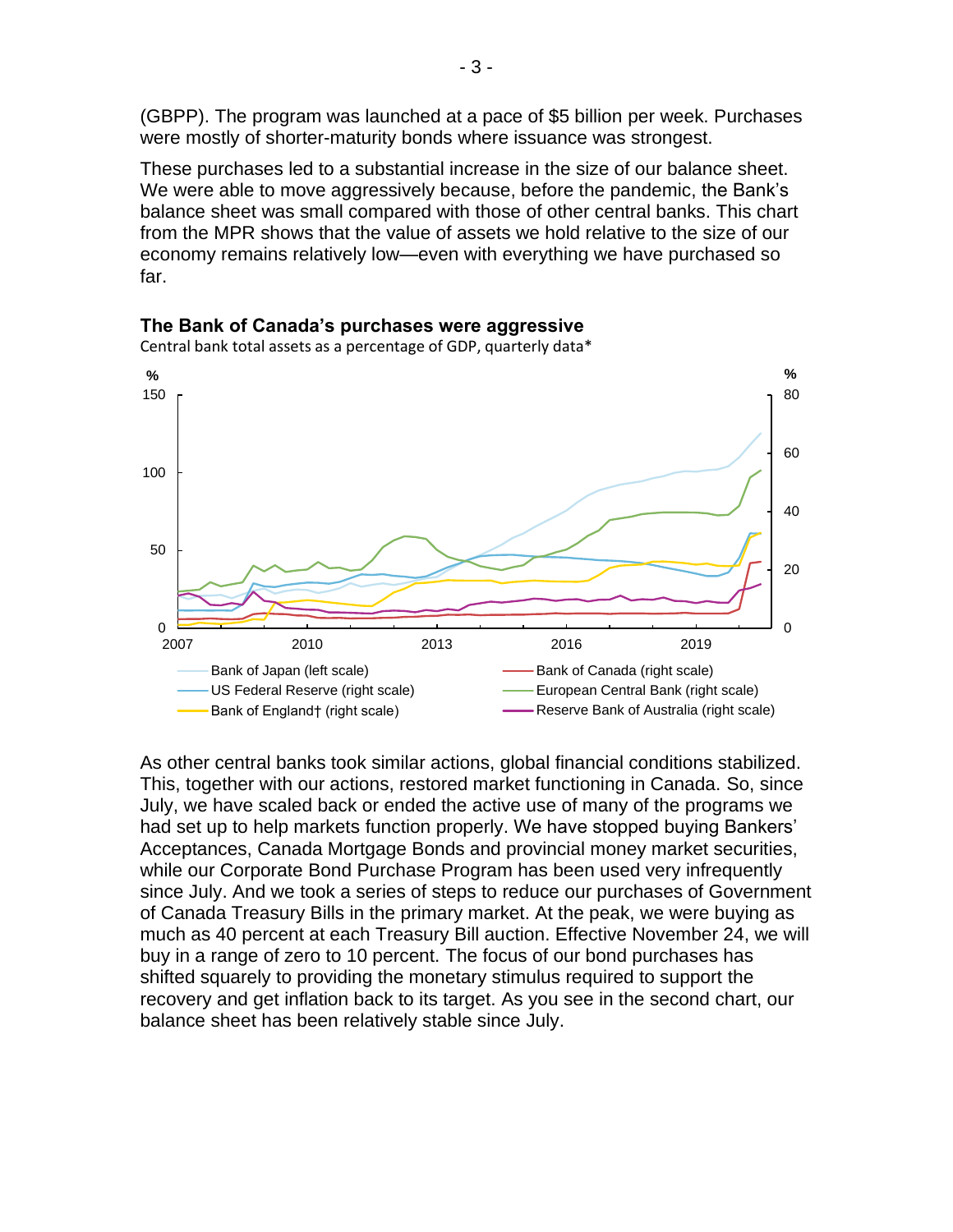(GBPP). The program was launched at a pace of $5 billion per week. Purchases were mostly of shorter-maturity bonds where issuance was strongest.

These purchases led to a substantial increase in the size of our balance sheet. We were able to move aggressively because, before the pandemic, the Bank's balance sheet was small compared with those of other central banks. This chart from the MPR shows that the value of assets we hold relative to the size of our economy remains relatively low—even with everything we have purchased so far.

**The Bank of Canada's purchases were aggressive**

Central bank total assets as a percentage of GDP, quarterly data*

As other central banks took similar actions, global financial conditions stabilized. This, together with our actions, restored market functioning in Canada. So, since July, we have scaled back or ended the active use of many of the programs we had set up to help markets function properly. We have stopped buying Bankers' Acceptances, Canada Mortgage Bonds and provincial money market securities, while our Corporate Bond Purchase Program has been used very infrequently since July. And we took a series of steps to reduce our purchases of Government of Canada Treasury Bills in the primary market. At the peak, we were buying as much as 40 percent at each Treasury Bill auction. Effective November 24, we will buy in a range of zero to 10 percent. The focus of our bond purchases has shifted squarely to providing the monetary stimulus required to support the recovery and get inflation back to its target. As you see in the second chart, our balance sheet has been relatively stable since July.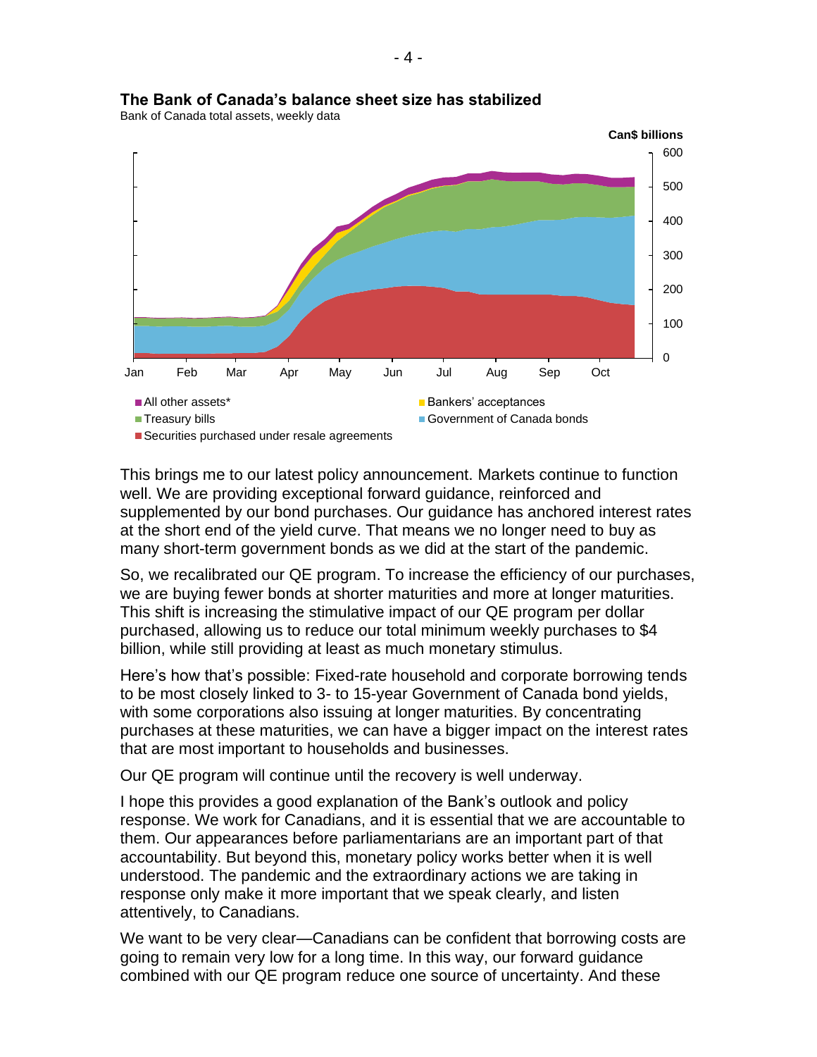**The Bank of Canada's balance sheet size has stabilized**

Bank of Canada total assets, weekly data

Can$ billions

- All other assets*
- Bankers' acceptances
- Treasury bills
- Government of Canada bonds
- Securities purchased under resale agreements

This brings me to our latest policy announcement. Markets continue to function well. We are providing exceptional forward guidance, reinforced and supplemented by our bond purchases. Our guidance has anchored interest rates at the short end of the yield curve. That means we no longer need to buy as many short-term government bonds as we did at the start of the pandemic.

So, we recalibrated our QE program. To increase the efficiency of our purchases, we are buying fewer bonds at shorter maturities and more at longer maturities. This shift is increasing the stimulative impact of our QE program per dollar purchased, allowing us to reduce our total minimum weekly purchases to $4 billion, while still providing at least as much monetary stimulus.

Here's how that's possible: Fixed-rate household and corporate borrowing tends to be most closely linked to 3- to 15-year Government of Canada bond yields, with some corporations also issuing at longer maturities. By concentrating purchases at these maturities, we can have a bigger impact on the interest rates that are most important to households and businesses.

Our QE program will continue until the recovery is well underway.

I hope this provides a good explanation of the Bank's outlook and policy response. We work for Canadians, and it is essential that we are accountable to them. Our appearances before parliamentarians are an important part of that accountability. But beyond this, monetary policy works better when it is well understood. The pandemic and the extraordinary actions we are taking in response only make it more important that we speak clearly, and listen attentively, to Canadians.

We want to be very clear—Canadians can be confident that borrowing costs are going to remain very low for a long time. In this way, our forward guidance combined with our QE program reduce one source of uncertainty. And these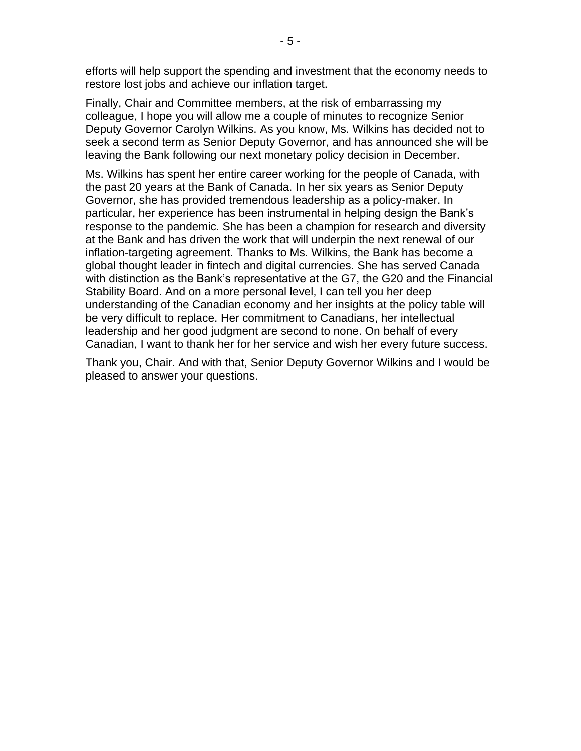efforts will help support the spending and investment that the economy needs to restore lost jobs and achieve our inflation target.

Finally, Chair and Committee members, at the risk of embarrassing my colleague, I hope you will allow me a couple of minutes to recognize Senior Deputy Governor Carolyn Wilkins. As you know, Ms. Wilkins has decided not to seek a second term as Senior Deputy Governor, and has announced she will be leaving the Bank following our next monetary policy decision in December.

Ms. Wilkins has spent her entire career working for the people of Canada, with the past 20 years at the Bank of Canada. In her six years as Senior Deputy Governor, she has provided tremendous leadership as a policy-maker. In particular, her experience has been instrumental in helping design the Bank's response to the pandemic. She has been a champion for research and diversity at the Bank and has driven the work that will underpin the next renewal of our inflation-targeting agreement. Thanks to Ms. Wilkins, the Bank has become a global thought leader in fintech and digital currencies. She has served Canada with distinction as the Bank's representative at the G7, the G20 and the Financial Stability Board. And on a more personal level, I can tell you her deep understanding of the Canadian economy and her insights at the policy table will be very difficult to replace. Her commitment to Canadians, her intellectual leadership and her good judgment are second to none. On behalf of every Canadian, I want to thank her for her service and wish her every future success.

Thank you, Chair. And with that, Senior Deputy Governor Wilkins and I would be pleased to answer your questions.